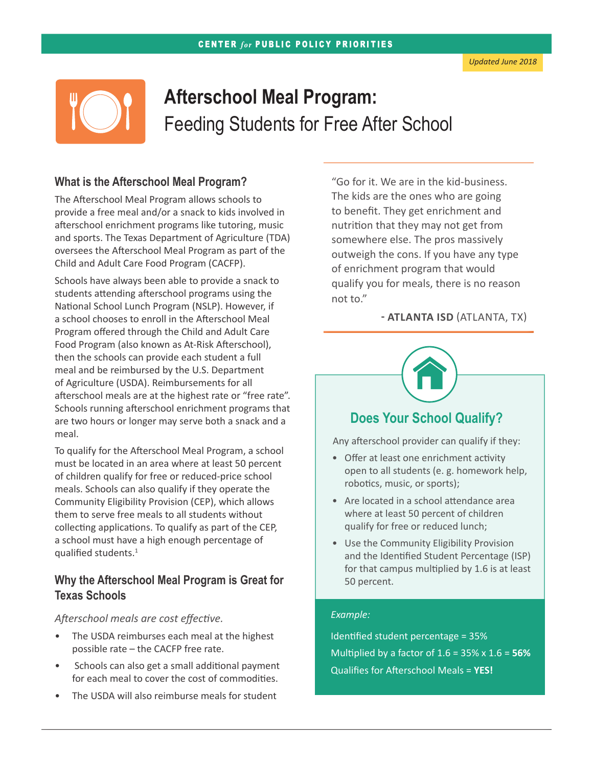Updated June 2018

# Afterschool Meal Program: Feeding Students for Free After School

## What is the Afterschool Meal Program?

The Afterschool Meal Program allows schools to provide a free meal and/or a snack to kids involved in afterschool enrichment programs like tutoring, music and sports. The Texas Department of Agriculture (TDA) oversees the Afterschool Meal Program as part of the Child and Adult Care Food Program (CACFP).

Schools have always been able to provide a snack to students attending afterschool programs using the National School Lunch Program (NSLP). However, if a school chooses to enroll in the Afterschool Meal Program offered through the Child and Adult Care Food Program (also known as At-Risk Afterschool), then the schools can provide each student a full meal and be reimbursed by the U.S. Department of Agriculture (USDA). Reimbursements for all afterschool meals are at the highest rate or "free rate". Schools running afterschool enrichment programs that are two hours or longer may serve both a snack and a meal.

To qualify for the Afterschool Meal Program, a school must be located in an area where at least 50 percent of children qualify for free or reduced-price school meals. Schools can also qualify if they operate the Community Eligibility Provision (CEP), which allows them to serve free meals to all students without collecting applications. To qualify as part of the CEP, a school must have a high enough percentage of qualified students.[1]

## Why the Afterschool Meal Program is Great for Texas Schools

*Afterschool meals are cost effective.*

- The USDA reimburses each meal at the highest possible rate – the CACFP free rate.
- Schools can also get a small additional payment for each meal to cover the cost of commodities.
- The USDA will also reimburse meals for student

"Go for it. We are in the kid-business. The kids are the ones who are going to benefit. They get enrichment and nutrition that they may not get from somewhere else. The pros massively outweigh the cons. If you have any type of enrichment program that would qualify you for meals, there is no reason not to."

**- ATLANTA ISD** (ATLANTA, TX)

### Does Your School Qualify?

Any afterschool provider can qualify if they:

- Offer at least one enrichment activity open to all students (e. g. homework help, robotics, music, or sports);
- Are located in a school attendance area where at least 50 percent of children qualify for free or reduced lunch;
- Use the Community Eligibility Provision and the Identified Student Percentage (ISP) for that campus multiplied by 1.6 is at least 50 percent.

*Example:*

Identified student percentage = 35%

Multiplied by a factor of 1.6 = 35% x 1.6 = **56%**

Qualifies for Afterschool Meals = **YES!**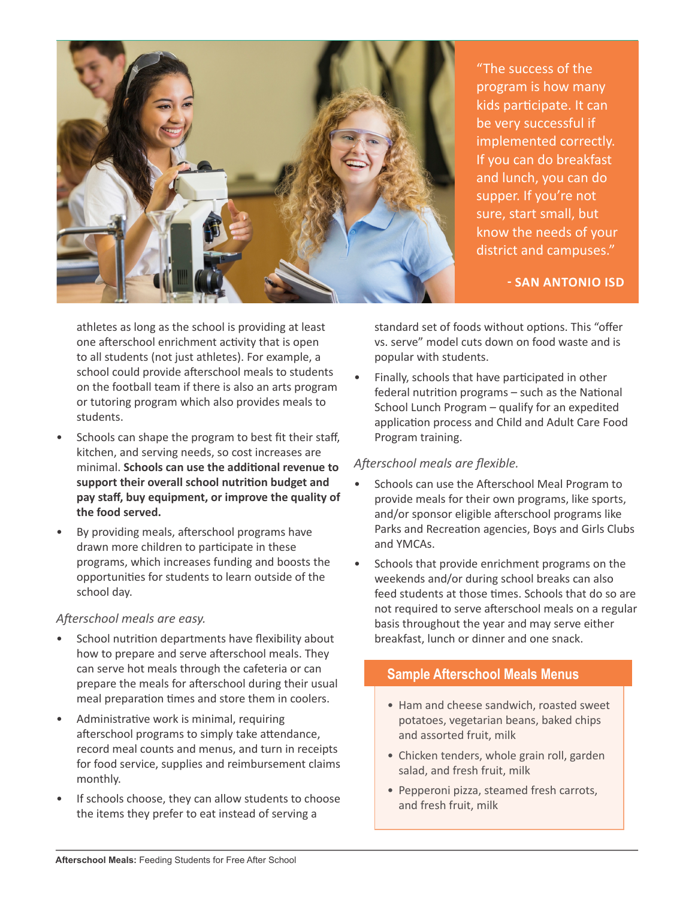> "The success of the program is how many kids participate. It can be very successful if implemented correctly. If you can do breakfast and lunch, you can do supper. If you're not sure, start small, but know the needs of your district and campuses."
>
> **- SAN ANTONIO ISD**

athletes as long as the school is providing at least one afterschool enrichment activity that is open to all students (not just athletes). For example, a school could provide afterschool meals to students on the football team if there is also an arts program or tutoring program which also provides meals to students.

- Schools can shape the program to best fit their staff, kitchen, and serving needs, so cost increases are minimal. **Schools can use the additional revenue to support their overall school nutrition budget and pay staff, buy equipment, or improve the quality of the food served.**
- By providing meals, afterschool programs have drawn more children to participate in these programs, which increases funding and boosts the opportunities for students to learn outside of the school day.

*Afterschool meals are easy.*

- School nutrition departments have flexibility about how to prepare and serve afterschool meals. They can serve hot meals through the cafeteria or can prepare the meals for afterschool during their usual meal preparation times and store them in coolers.
- Administrative work is minimal, requiring afterschool programs to simply take attendance, record meal counts and menus, and turn in receipts for food service, supplies and reimbursement claims monthly.
- If schools choose, they can allow students to choose the items they prefer to eat instead of serving a standard set of foods without options. This "offer vs. serve" model cuts down on food waste and is popular with students.
- Finally, schools that have participated in other federal nutrition programs – such as the National School Lunch Program – qualify for an expedited application process and Child and Adult Care Food Program training.

*Afterschool meals are flexible.*

- Schools can use the Afterschool Meal Program to provide meals for their own programs, like sports, and/or sponsor eligible afterschool programs like Parks and Recreation agencies, Boys and Girls Clubs and YMCAs.
- Schools that provide enrichment programs on the weekends and/or during school breaks can also feed students at those times. Schools that do so are not required to serve afterschool meals on a regular basis throughout the year and may serve either breakfast, lunch or dinner and one snack.

## Sample Afterschool Meals Menus

- Ham and cheese sandwich, roasted sweet potatoes, vegetarian beans, baked chips and assorted fruit, milk
- Chicken tenders, whole grain roll, garden salad, and fresh fruit, milk
- Pepperoni pizza, steamed fresh carrots, and fresh fruit, milk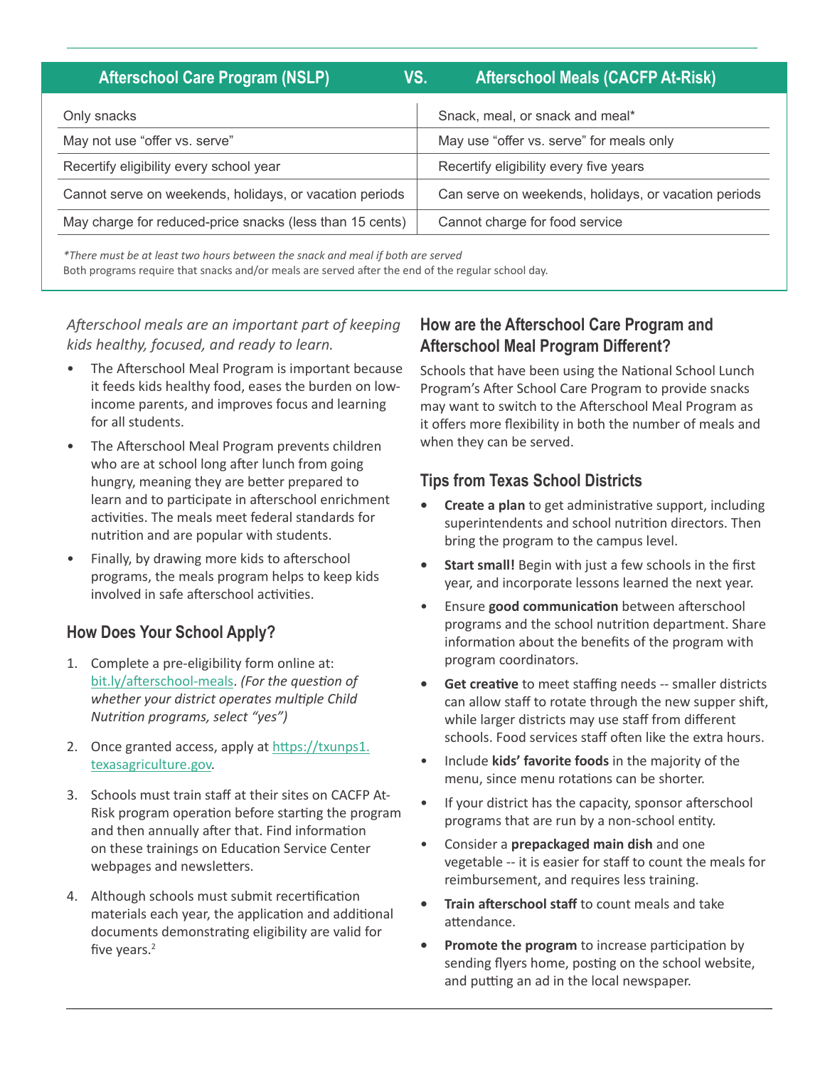| Afterschool Care Program (NSLP) | VS. Afterschool Meals (CACFP At-Risk) |
|---|---|
| Only snacks | Snack, meal, or snack and meal* |
| May not use "offer vs. serve" | May use "offer vs. serve" for meals only |
| Recertify eligibility every school year | Recertify eligibility every five years |
| Cannot serve on weekends, holidays, or vacation periods | Can serve on weekends, holidays, or vacation periods |
| May charge for reduced-price snacks (less than 15 cents) | Cannot charge for food service |

**There must be at least two hours between the snack and meal if both are served*

Both programs require that snacks and/or meals are served after the end of the regular school day.

*Afterschool meals are an important part of keeping kids healthy, focused, and ready to learn.*

- The Afterschool Meal Program is important because it feeds kids healthy food, eases the burden on low-income parents, and improves focus and learning for all students.
- The Afterschool Meal Program prevents children who are at school long after lunch from going hungry, meaning they are better prepared to learn and to participate in afterschool enrichment activities. The meals meet federal standards for nutrition and are popular with students.
- Finally, by drawing more kids to afterschool programs, the meals program helps to keep kids involved in safe afterschool activities.

## How Does Your School Apply?

1. Complete a pre-eligibility form online at: bit.ly/afterschool-meals. *(For the question of whether your district operates multiple Child Nutrition programs, select "yes")*
2. Once granted access, apply at https://txunps1.texasagriculture.gov.
3. Schools must train staff at their sites on CACFP At-Risk program operation before starting the program and then annually after that. Find information on these trainings on Education Service Center webpages and newsletters.
4. Although schools must submit recertification materials each year, the application and additional documents demonstrating eligibility are valid for five years.[2]

## How are the Afterschool Care Program and Afterschool Meal Program Different?

Schools that have been using the National School Lunch Program's After School Care Program to provide snacks may want to switch to the Afterschool Meal Program as it offers more flexibility in both the number of meals and when they can be served.

## Tips from Texas School Districts

- **Create a plan** to get administrative support, including superintendents and school nutrition directors. Then bring the program to the campus level.
- **Start small!** Begin with just a few schools in the first year, and incorporate lessons learned the next year.
- Ensure **good communication** between afterschool programs and the school nutrition department. Share information about the benefits of the program with program coordinators.
- **Get creative** to meet staffing needs -- smaller districts can allow staff to rotate through the new supper shift, while larger districts may use staff from different schools. Food services staff often like the extra hours.
- Include **kids' favorite foods** in the majority of the menu, since menu rotations can be shorter.
- If your district has the capacity, sponsor afterschool programs that are run by a non-school entity.
- Consider a **prepackaged main dish** and one vegetable -- it is easier for staff to count the meals for reimbursement, and requires less training.
- **Train afterschool staff** to count meals and take attendance.
- **Promote the program** to increase participation by sending flyers home, posting on the school website, and putting an ad in the local newspaper.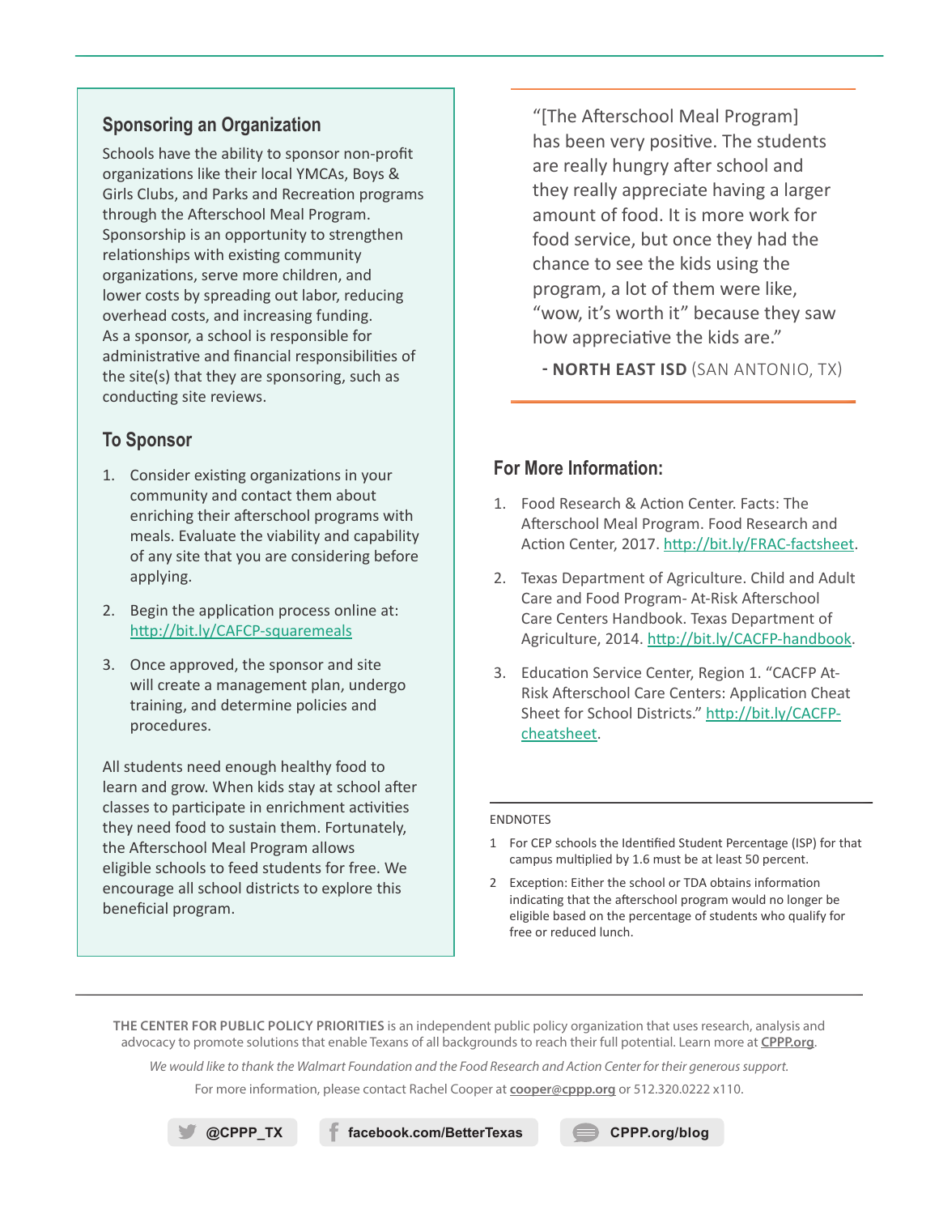## Sponsoring an Organization

Schools have the ability to sponsor non-profit organizations like their local YMCAs, Boys & Girls Clubs, and Parks and Recreation programs through the Afterschool Meal Program. Sponsorship is an opportunity to strengthen relationships with existing community organizations, serve more children, and lower costs by spreading out labor, reducing overhead costs, and increasing funding. As a sponsor, a school is responsible for administrative and financial responsibilities of the site(s) that they are sponsoring, such as conducting site reviews.

## To Sponsor

1. Consider existing organizations in your community and contact them about enriching their afterschool programs with meals. Evaluate the viability and capability of any site that you are considering before applying.
2. Begin the application process online at: http://bit.ly/CAFCP-squaremeals
3. Once approved, the sponsor and site will create a management plan, undergo training, and determine policies and procedures.

All students need enough healthy food to learn and grow. When kids stay at school after classes to participate in enrichment activities they need food to sustain them. Fortunately, the Afterschool Meal Program allows eligible schools to feed students for free. We encourage all school districts to explore this beneficial program.

> "[The Afterschool Meal Program] has been very positive. The students are really hungry after school and they really appreciate having a larger amount of food. It is more work for food service, but once they had the chance to see the kids using the program, a lot of them were like, "wow, it's worth it" because they saw how appreciative the kids are."
>
> **- NORTH EAST ISD** (SAN ANTONIO, TX)

## For More Information:

1. Food Research & Action Center. Facts: The Afterschool Meal Program. Food Research and Action Center, 2017. http://bit.ly/FRAC-factsheet.
2. Texas Department of Agriculture. Child and Adult Care and Food Program- At-Risk Afterschool Care Centers Handbook. Texas Department of Agriculture, 2014. http://bit.ly/CACFP-handbook.
3. Education Service Center, Region 1. "CACFP At-Risk Afterschool Care Centers: Application Cheat Sheet for School Districts." http://bit.ly/CACFP-cheatsheet.

ENDNOTES

1 For CEP schools the Identified Student Percentage (ISP) for that campus multiplied by 1.6 must be at least 50 percent.

2 Exception: Either the school or TDA obtains information indicating that the afterschool program would no longer be eligible based on the percentage of students who qualify for free or reduced lunch.

**THE CENTER FOR PUBLIC POLICY PRIORITIES** is an independent public policy organization that uses research, analysis and advocacy to promote solutions that enable Texans of all backgrounds to reach their full potential. Learn more at **CPPP.org**.

*We would like to thank the Walmart Foundation and the Food Research and Action Center for their generous support.*

For more information, please contact Rachel Cooper at **cooper@cppp.org** or 512.320.0222 x110.

@CPPP_TX | facebook.com/BetterTexas | CPPP.org/blog